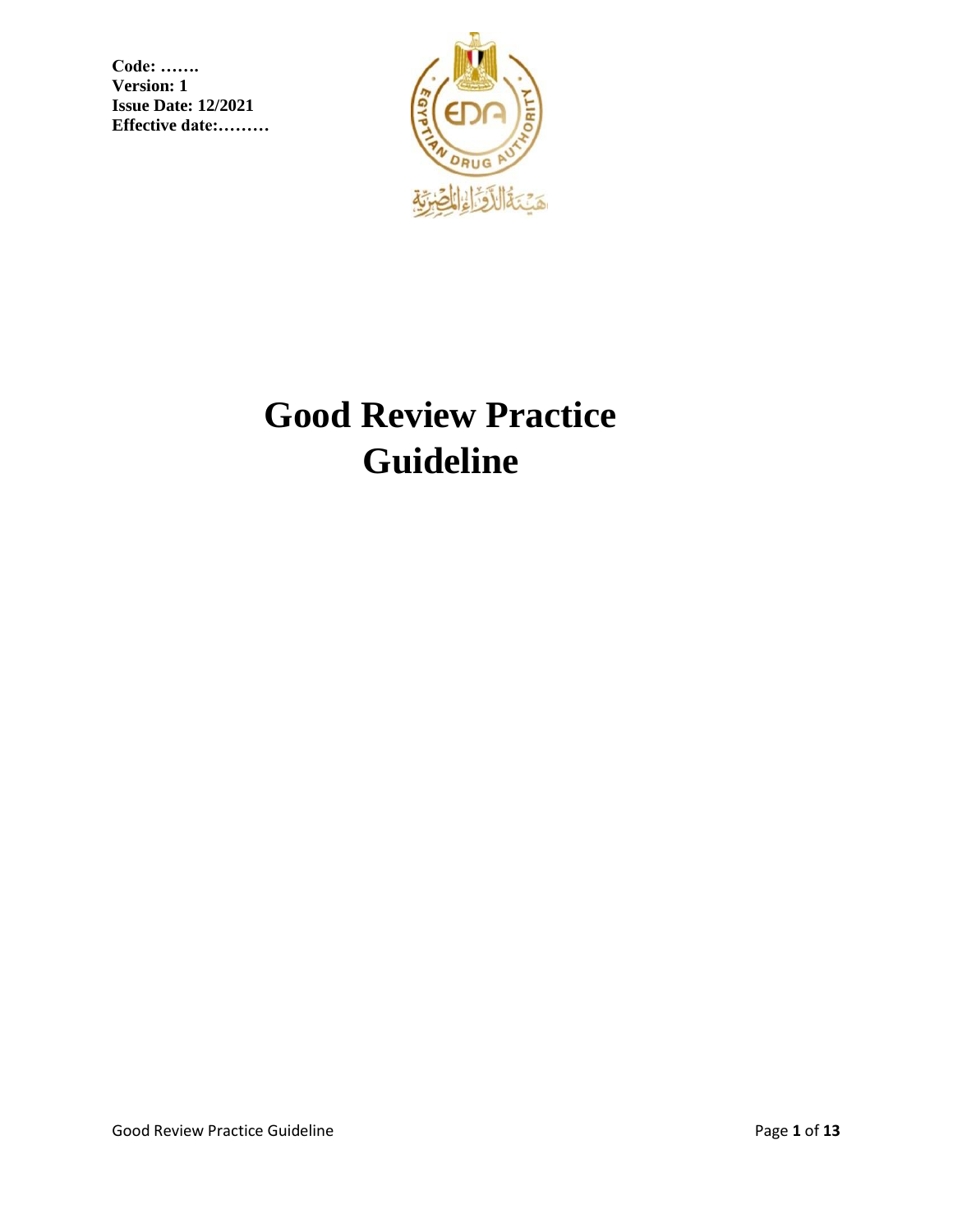**Code: …….**
**Version: 1**
**Issue Date: 12/2021**
**Effective date:………**

# Good Review Practice Guideline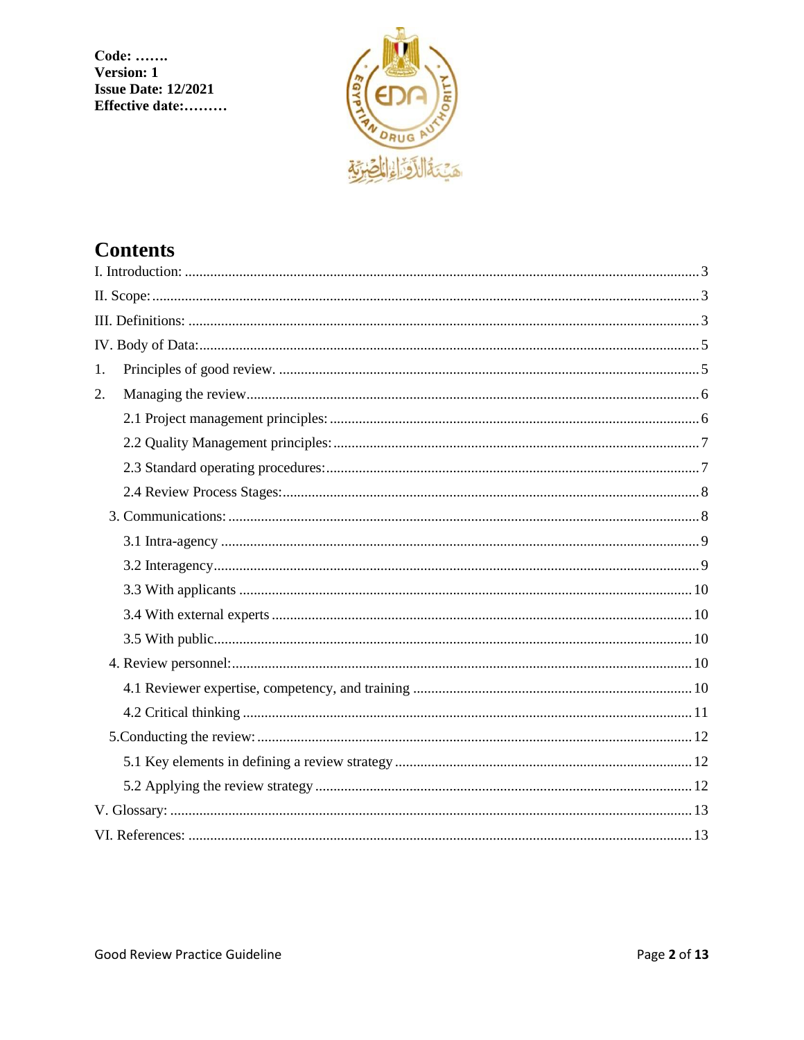Code: …….
Version: 1
Issue Date: 12/2021
Effective date:………

# Contents

I. Introduction: ........ 3
II. Scope: ........ 3
III. Definitions: ........ 3
IV. Body of Data: ........ 5
1. Principles of good review. ........ 5
2. Managing the review ........ 6
    - 2.1 Project management principles: ........ 6
    - 2.2 Quality Management principles: ........ 7
    - 2.3 Standard operating procedures: ........ 7
    - 2.4 Review Process Stages: ........ 8
3. Communications: ........ 8
    - 3.1 Intra-agency ........ 9
    - 3.2 Interagency ........ 9
    - 3.3 With applicants ........ 10
    - 3.4 With external experts ........ 10
    - 3.5 With public ........ 10
4. Review personnel: ........ 10
    - 4.1 Reviewer expertise, competency, and training ........ 10
    - 4.2 Critical thinking ........ 11
5. Conducting the review: ........ 12
    - 5.1 Key elements in defining a review strategy ........ 12
    - 5.2 Applying the review strategy ........ 12

V. Glossary: ........ 13
VI. References: ........ 13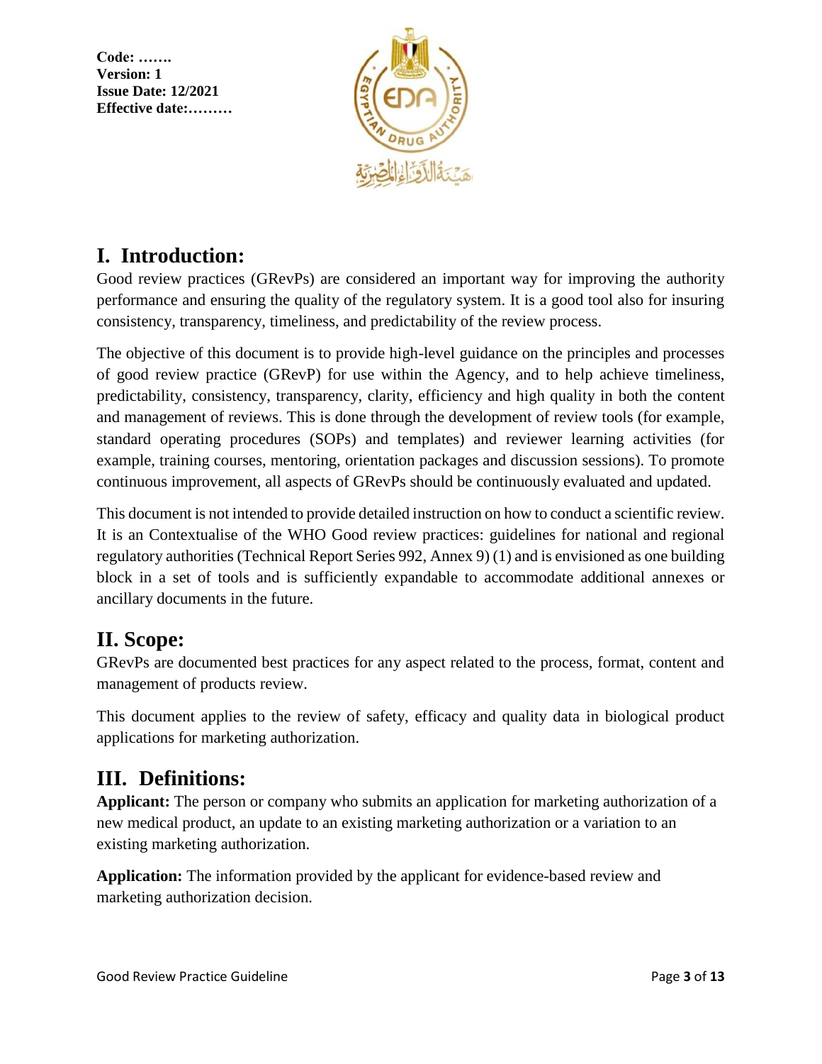**Code: …….**
**Version: 1**
**Issue Date: 12/2021**
**Effective date:………**

# I. Introduction:

Good review practices (GRevPs) are considered an important way for improving the authority performance and ensuring the quality of the regulatory system. It is a good tool also for insuring consistency, transparency, timeliness, and predictability of the review process.

The objective of this document is to provide high-level guidance on the principles and processes of good review practice (GRevP) for use within the Agency, and to help achieve timeliness, predictability, consistency, transparency, clarity, efficiency and high quality in both the content and management of reviews. This is done through the development of review tools (for example, standard operating procedures (SOPs) and templates) and reviewer learning activities (for example, training courses, mentoring, orientation packages and discussion sessions). To promote continuous improvement, all aspects of GRevPs should be continuously evaluated and updated.

This document is not intended to provide detailed instruction on how to conduct a scientific review. It is an Contextualise of the WHO Good review practices: guidelines for national and regional regulatory authorities (Technical Report Series 992, Annex 9) (1) and is envisioned as one building block in a set of tools and is sufficiently expandable to accommodate additional annexes or ancillary documents in the future.

# II. Scope:

GRevPs are documented best practices for any aspect related to the process, format, content and management of products review.

This document applies to the review of safety, efficacy and quality data in biological product applications for marketing authorization.

# III. Definitions:

**Applicant:** The person or company who submits an application for marketing authorization of a new medical product, an update to an existing marketing authorization or a variation to an existing marketing authorization.

**Application:** The information provided by the applicant for evidence-based review and marketing authorization decision.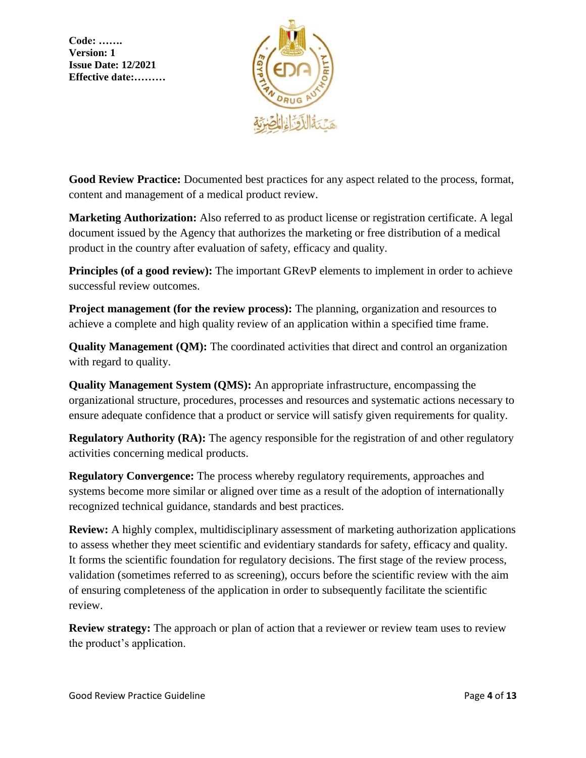**Good Review Practice:** Documented best practices for any aspect related to the process, format, content and management of a medical product review.

**Marketing Authorization:** Also referred to as product license or registration certificate. A legal document issued by the Agency that authorizes the marketing or free distribution of a medical product in the country after evaluation of safety, efficacy and quality.

**Principles (of a good review):** The important GRevP elements to implement in order to achieve successful review outcomes.

**Project management (for the review process):** The planning, organization and resources to achieve a complete and high quality review of an application within a specified time frame.

**Quality Management (QM):** The coordinated activities that direct and control an organization with regard to quality.

**Quality Management System (QMS):** An appropriate infrastructure, encompassing the organizational structure, procedures, processes and resources and systematic actions necessary to ensure adequate confidence that a product or service will satisfy given requirements for quality.

**Regulatory Authority (RA):** The agency responsible for the registration of and other regulatory activities concerning medical products.

**Regulatory Convergence:** The process whereby regulatory requirements, approaches and systems become more similar or aligned over time as a result of the adoption of internationally recognized technical guidance, standards and best practices.

**Review:** A highly complex, multidisciplinary assessment of marketing authorization applications to assess whether they meet scientific and evidentiary standards for safety, efficacy and quality. It forms the scientific foundation for regulatory decisions. The first stage of the review process, validation (sometimes referred to as screening), occurs before the scientific review with the aim of ensuring completeness of the application in order to subsequently facilitate the scientific review.

**Review strategy:** The approach or plan of action that a reviewer or review team uses to review the product's application.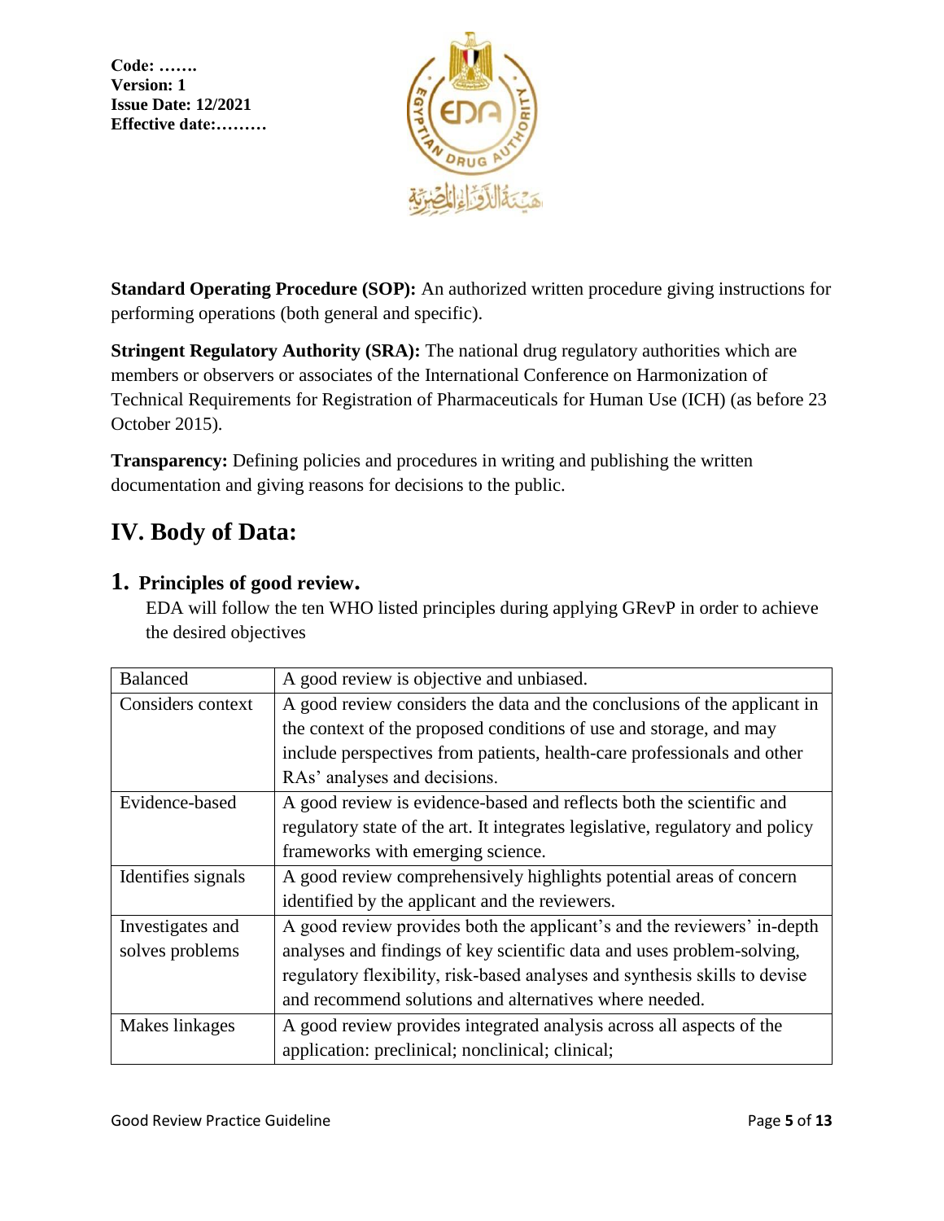**Standard Operating Procedure (SOP):** An authorized written procedure giving instructions for performing operations (both general and specific).

**Stringent Regulatory Authority (SRA):** The national drug regulatory authorities which are members or observers or associates of the International Conference on Harmonization of Technical Requirements for Registration of Pharmaceuticals for Human Use (ICH) (as before 23 October 2015).

**Transparency:** Defining policies and procedures in writing and publishing the written documentation and giving reasons for decisions to the public.

## IV. Body of Data:

### 1. Principles of good review.

EDA will follow the ten WHO listed principles during applying GRevP in order to achieve the desired objectives

| | |
|---|---|
| Balanced | A good review is objective and unbiased. |
| Considers context | A good review considers the data and the conclusions of the applicant in the context of the proposed conditions of use and storage, and may include perspectives from patients, health-care professionals and other RAs' analyses and decisions. |
| Evidence-based | A good review is evidence-based and reflects both the scientific and regulatory state of the art. It integrates legislative, regulatory and policy frameworks with emerging science. |
| Identifies signals | A good review comprehensively highlights potential areas of concern identified by the applicant and the reviewers. |
| Investigates and solves problems | A good review provides both the applicant's and the reviewers' in-depth analyses and findings of key scientific data and uses problem-solving, regulatory flexibility, risk-based analyses and synthesis skills to devise and recommend solutions and alternatives where needed. |
| Makes linkages | A good review provides integrated analysis across all aspects of the application: preclinical; nonclinical; clinical; |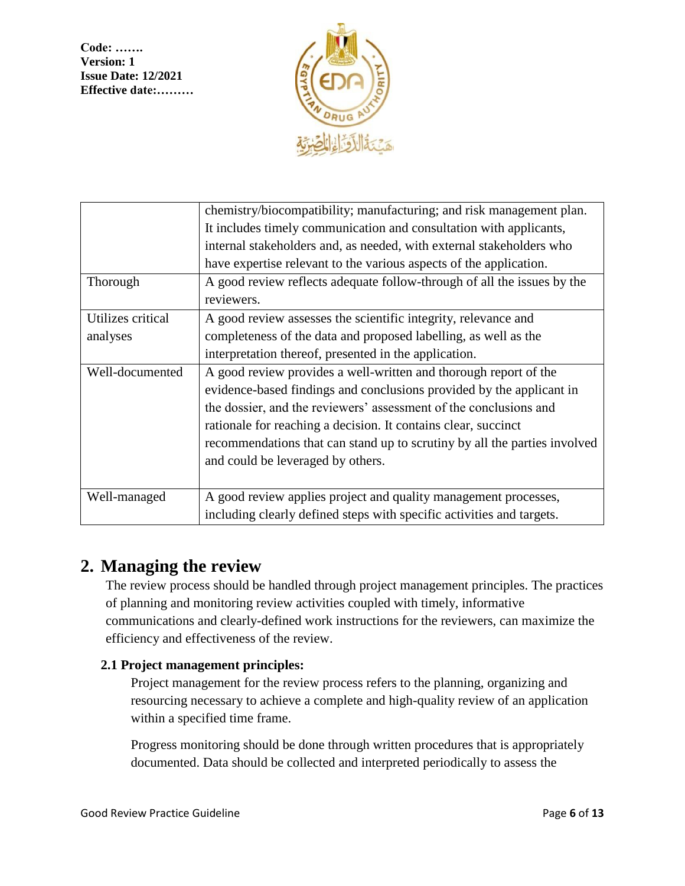| | |
|---|---|
| | chemistry/biocompatibility; manufacturing; and risk management plan. It includes timely communication and consultation with applicants, internal stakeholders and, as needed, with external stakeholders who have expertise relevant to the various aspects of the application. |
| Thorough | A good review reflects adequate follow-through of all the issues by the reviewers. |
| Utilizes critical analyses | A good review assesses the scientific integrity, relevance and completeness of the data and proposed labelling, as well as the interpretation thereof, presented in the application. |
| Well-documented | A good review provides a well-written and thorough report of the evidence-based findings and conclusions provided by the applicant in the dossier, and the reviewers' assessment of the conclusions and rationale for reaching a decision. It contains clear, succinct recommendations that can stand up to scrutiny by all the parties involved and could be leveraged by others. |
| Well-managed | A good review applies project and quality management processes, including clearly defined steps with specific activities and targets. |

## 2. Managing the review

The review process should be handled through project management principles. The practices of planning and monitoring review activities coupled with timely, informative communications and clearly-defined work instructions for the reviewers, can maximize the efficiency and effectiveness of the review.

### 2.1 Project management principles:

Project management for the review process refers to the planning, organizing and resourcing necessary to achieve a complete and high-quality review of an application within a specified time frame.

Progress monitoring should be done through written procedures that is appropriately documented. Data should be collected and interpreted periodically to assess the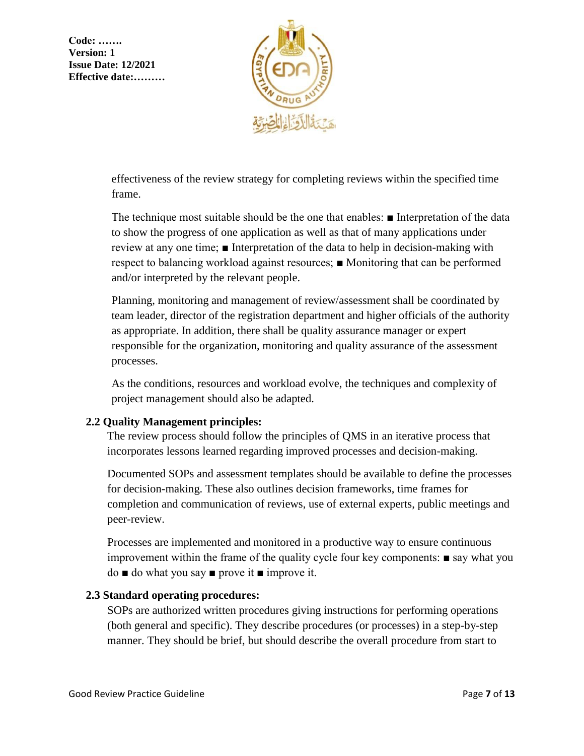effectiveness of the review strategy for completing reviews within the specified time frame.

The technique most suitable should be the one that enables: ■ Interpretation of the data to show the progress of one application as well as that of many applications under review at any one time; ■ Interpretation of the data to help in decision-making with respect to balancing workload against resources; ■ Monitoring that can be performed and/or interpreted by the relevant people.

Planning, monitoring and management of review/assessment shall be coordinated by team leader, director of the registration department and higher officials of the authority as appropriate. In addition, there shall be quality assurance manager or expert responsible for the organization, monitoring and quality assurance of the assessment processes.

As the conditions, resources and workload evolve, the techniques and complexity of project management should also be adapted.

### 2.2 Quality Management principles:

The review process should follow the principles of QMS in an iterative process that incorporates lessons learned regarding improved processes and decision-making.

Documented SOPs and assessment templates should be available to define the processes for decision-making. These also outlines decision frameworks, time frames for completion and communication of reviews, use of external experts, public meetings and peer-review.

Processes are implemented and monitored in a productive way to ensure continuous improvement within the frame of the quality cycle four key components: ■ say what you do ■ do what you say ■ prove it ■ improve it.

### 2.3 Standard operating procedures:

SOPs are authorized written procedures giving instructions for performing operations (both general and specific). They describe procedures (or processes) in a step-by-step manner. They should be brief, but should describe the overall procedure from start to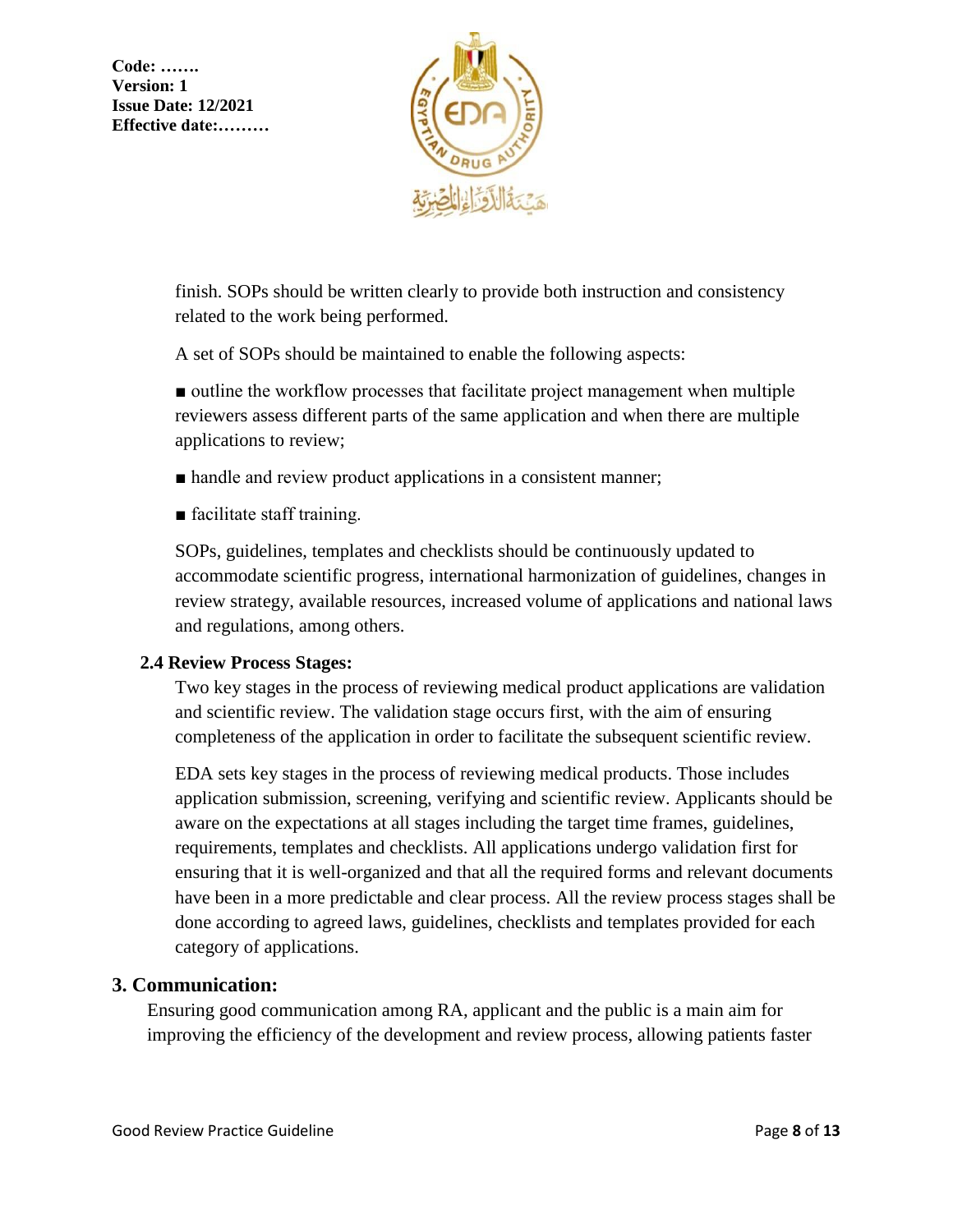finish. SOPs should be written clearly to provide both instruction and consistency related to the work being performed.

A set of SOPs should be maintained to enable the following aspects:

- outline the workflow processes that facilitate project management when multiple reviewers assess different parts of the same application and when there are multiple applications to review;
- handle and review product applications in a consistent manner;
- facilitate staff training.

SOPs, guidelines, templates and checklists should be continuously updated to accommodate scientific progress, international harmonization of guidelines, changes in review strategy, available resources, increased volume of applications and national laws and regulations, among others.

### 2.4 Review Process Stages:

Two key stages in the process of reviewing medical product applications are validation and scientific review. The validation stage occurs first, with the aim of ensuring completeness of the application in order to facilitate the subsequent scientific review.

EDA sets key stages in the process of reviewing medical products. Those includes application submission, screening, verifying and scientific review. Applicants should be aware on the expectations at all stages including the target time frames, guidelines, requirements, templates and checklists. All applications undergo validation first for ensuring that it is well-organized and that all the required forms and relevant documents have been in a more predictable and clear process. All the review process stages shall be done according to agreed laws, guidelines, checklists and templates provided for each category of applications.

## 3. Communication:

Ensuring good communication among RA, applicant and the public is a main aim for improving the efficiency of the development and review process, allowing patients faster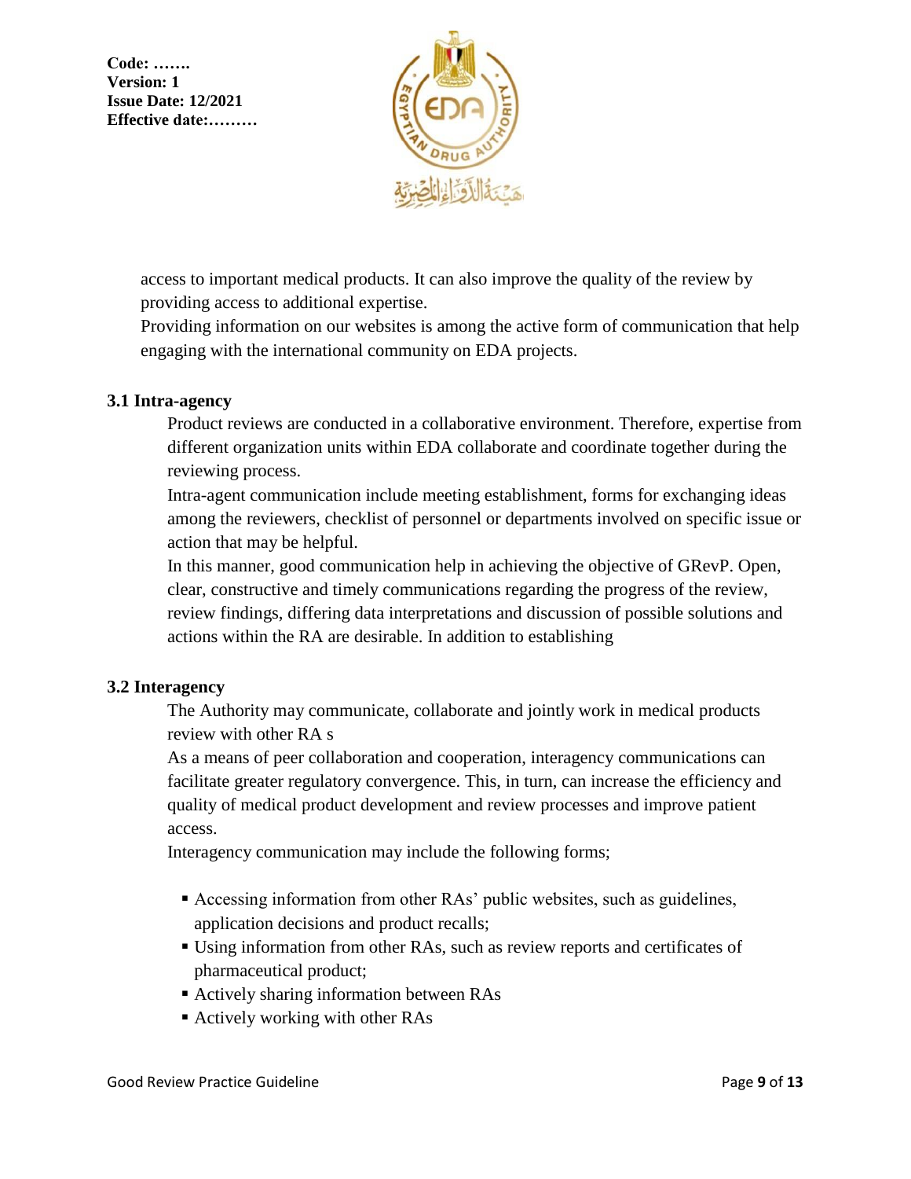access to important medical products. It can also improve the quality of the review by providing access to additional expertise.

Providing information on our websites is among the active form of communication that help engaging with the international community on EDA projects.

### 3.1 Intra-agency

Product reviews are conducted in a collaborative environment. Therefore, expertise from different organization units within EDA collaborate and coordinate together during the reviewing process.

Intra-agent communication include meeting establishment, forms for exchanging ideas among the reviewers, checklist of personnel or departments involved on specific issue or action that may be helpful.

In this manner, good communication help in achieving the objective of GRevP. Open, clear, constructive and timely communications regarding the progress of the review, review findings, differing data interpretations and discussion of possible solutions and actions within the RA are desirable. In addition to establishing

### 3.2 Interagency

The Authority may communicate, collaborate and jointly work in medical products review with other RA s

As a means of peer collaboration and cooperation, interagency communications can facilitate greater regulatory convergence. This, in turn, can increase the efficiency and quality of medical product development and review processes and improve patient access.

Interagency communication may include the following forms;

- Accessing information from other RAs' public websites, such as guidelines, application decisions and product recalls;
- Using information from other RAs, such as review reports and certificates of pharmaceutical product;
- Actively sharing information between RAs
- Actively working with other RAs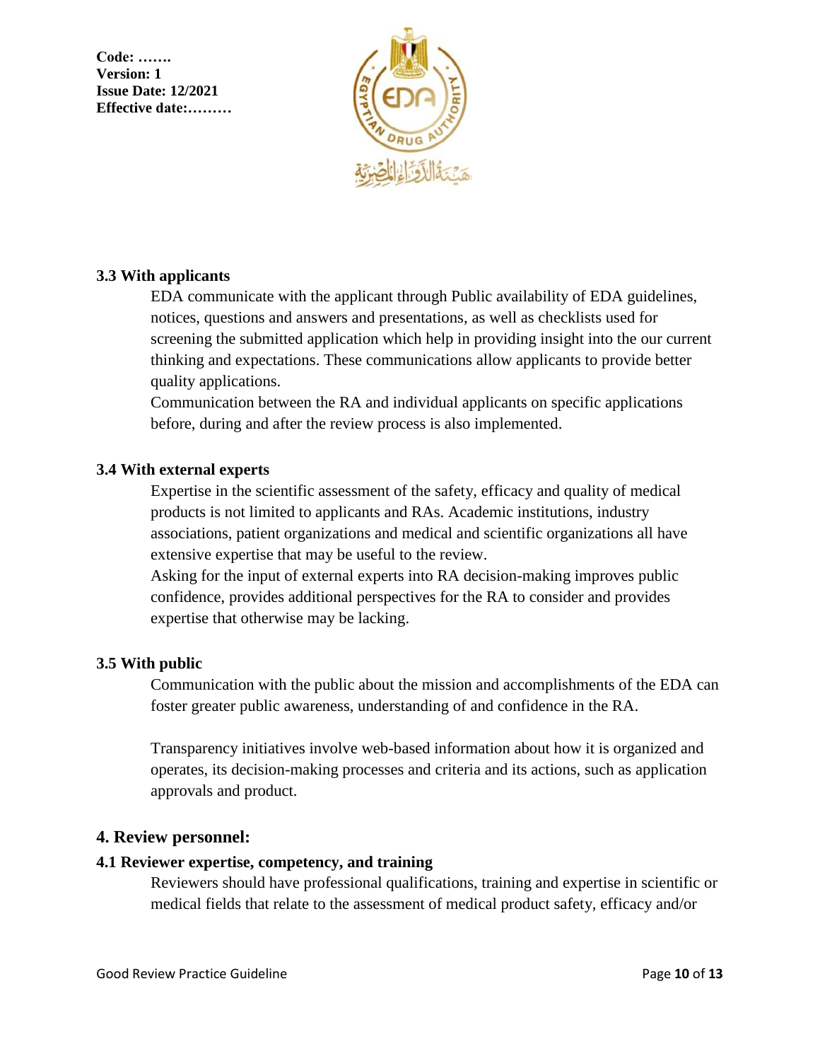### 3.3 With applicants

EDA communicate with the applicant through Public availability of EDA guidelines, notices, questions and answers and presentations, as well as checklists used for screening the submitted application which help in providing insight into the our current thinking and expectations. These communications allow applicants to provide better quality applications.

Communication between the RA and individual applicants on specific applications before, during and after the review process is also implemented.

### 3.4 With external experts

Expertise in the scientific assessment of the safety, efficacy and quality of medical products is not limited to applicants and RAs. Academic institutions, industry associations, patient organizations and medical and scientific organizations all have extensive expertise that may be useful to the review.

Asking for the input of external experts into RA decision-making improves public confidence, provides additional perspectives for the RA to consider and provides expertise that otherwise may be lacking.

### 3.5 With public

Communication with the public about the mission and accomplishments of the EDA can foster greater public awareness, understanding of and confidence in the RA.

Transparency initiatives involve web-based information about how it is organized and operates, its decision-making processes and criteria and its actions, such as application approvals and product.

## 4. Review personnel:

### 4.1 Reviewer expertise, competency, and training

Reviewers should have professional qualifications, training and expertise in scientific or medical fields that relate to the assessment of medical product safety, efficacy and/or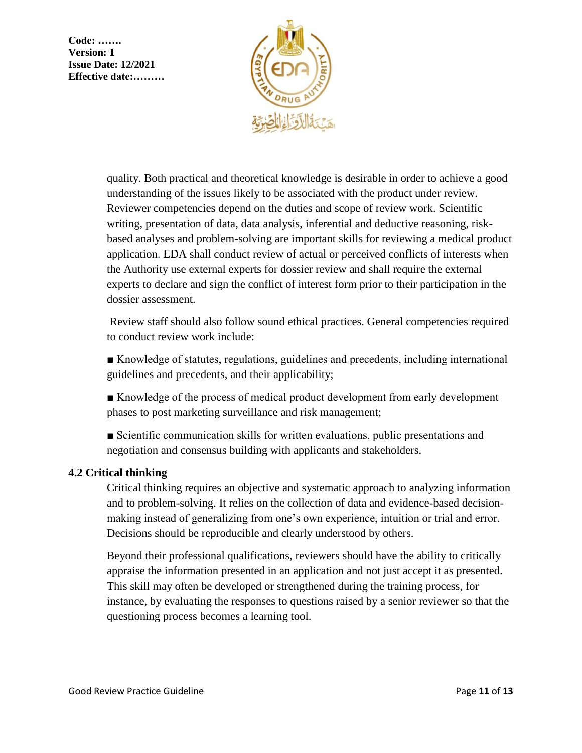quality. Both practical and theoretical knowledge is desirable in order to achieve a good understanding of the issues likely to be associated with the product under review. Reviewer competencies depend on the duties and scope of review work. Scientific writing, presentation of data, data analysis, inferential and deductive reasoning, risk-based analyses and problem-solving are important skills for reviewing a medical product application. EDA shall conduct review of actual or perceived conflicts of interests when the Authority use external experts for dossier review and shall require the external experts to declare and sign the conflict of interest form prior to their participation in the dossier assessment.

Review staff should also follow sound ethical practices. General competencies required to conduct review work include:

■ Knowledge of statutes, regulations, guidelines and precedents, including international guidelines and precedents, and their applicability;

■ Knowledge of the process of medical product development from early development phases to post marketing surveillance and risk management;

■ Scientific communication skills for written evaluations, public presentations and negotiation and consensus building with applicants and stakeholders.

### 4.2 Critical thinking

Critical thinking requires an objective and systematic approach to analyzing information and to problem-solving. It relies on the collection of data and evidence-based decision-making instead of generalizing from one's own experience, intuition or trial and error. Decisions should be reproducible and clearly understood by others.

Beyond their professional qualifications, reviewers should have the ability to critically appraise the information presented in an application and not just accept it as presented. This skill may often be developed or strengthened during the training process, for instance, by evaluating the responses to questions raised by a senior reviewer so that the questioning process becomes a learning tool.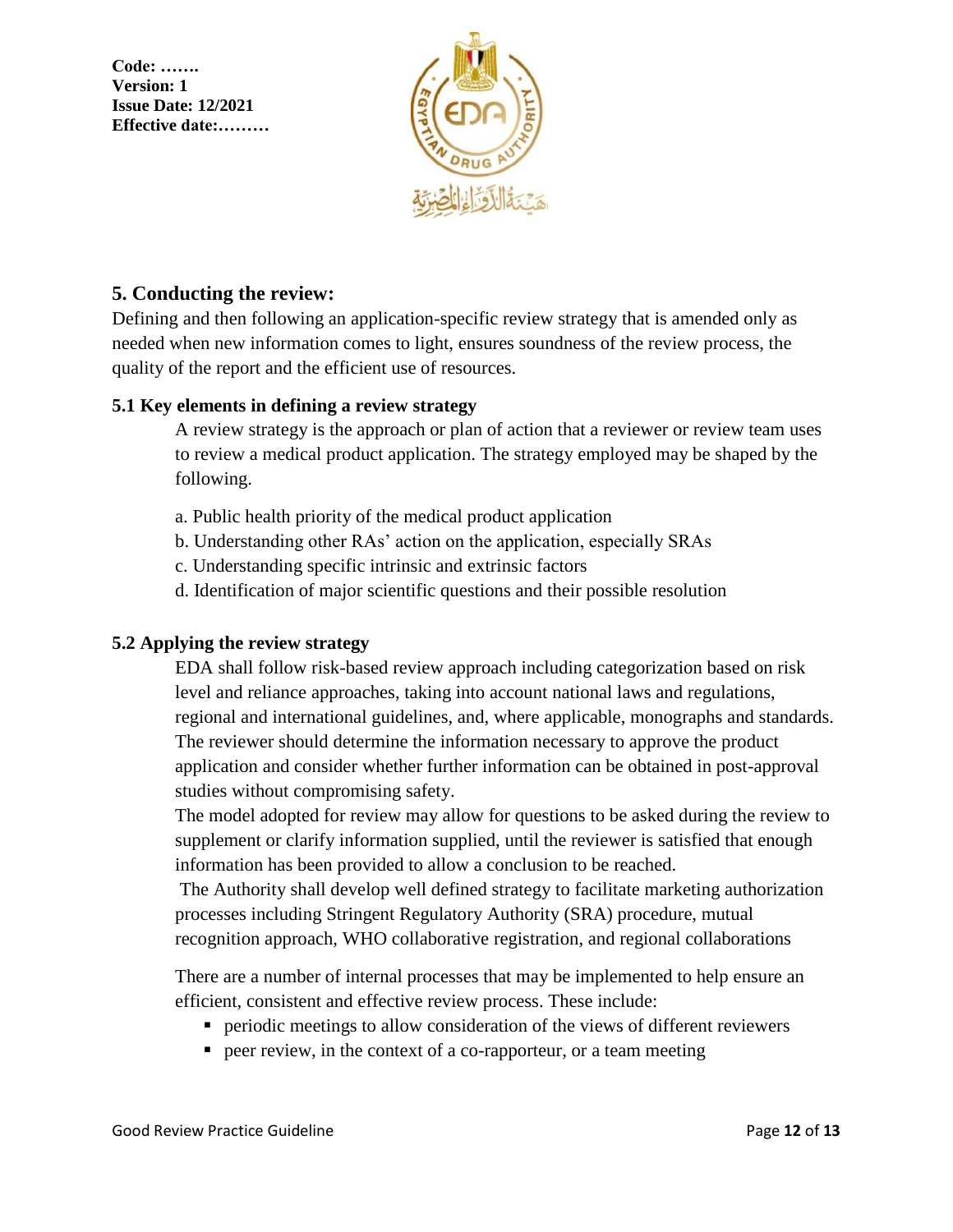## 5. Conducting the review:

Defining and then following an application-specific review strategy that is amended only as needed when new information comes to light, ensures soundness of the review process, the quality of the report and the efficient use of resources.

### 5.1 Key elements in defining a review strategy

A review strategy is the approach or plan of action that a reviewer or review team uses to review a medical product application. The strategy employed may be shaped by the following.

a. Public health priority of the medical product application
b. Understanding other RAs' action on the application, especially SRAs
c. Understanding specific intrinsic and extrinsic factors
d. Identification of major scientific questions and their possible resolution

### 5.2 Applying the review strategy

EDA shall follow risk-based review approach including categorization based on risk level and reliance approaches, taking into account national laws and regulations, regional and international guidelines, and, where applicable, monographs and standards. The reviewer should determine the information necessary to approve the product application and consider whether further information can be obtained in post-approval studies without compromising safety.

The model adopted for review may allow for questions to be asked during the review to supplement or clarify information supplied, until the reviewer is satisfied that enough information has been provided to allow a conclusion to be reached.

The Authority shall develop well defined strategy to facilitate marketing authorization processes including Stringent Regulatory Authority (SRA) procedure, mutual recognition approach, WHO collaborative registration, and regional collaborations

There are a number of internal processes that may be implemented to help ensure an efficient, consistent and effective review process. These include:

- periodic meetings to allow consideration of the views of different reviewers
- peer review, in the context of a co-rapporteur, or a team meeting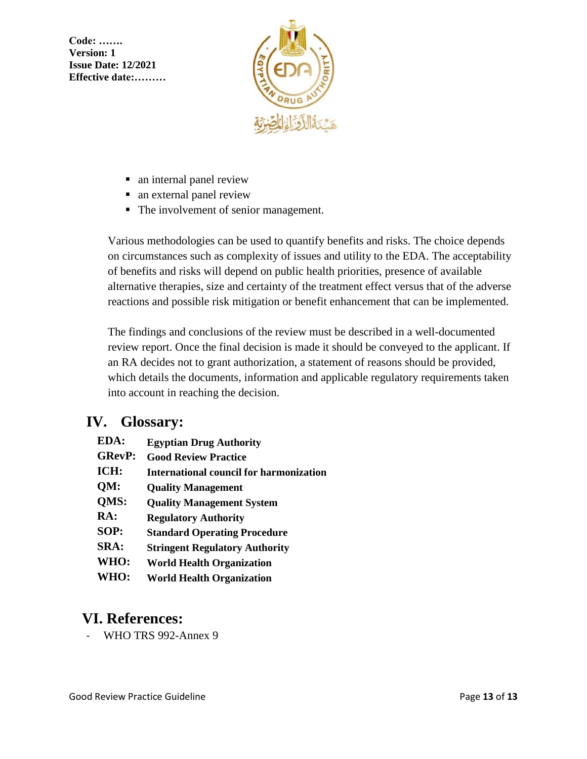- an internal panel review
- an external panel review
- The involvement of senior management.

Various methodologies can be used to quantify benefits and risks. The choice depends on circumstances such as complexity of issues and utility to the EDA. The acceptability of benefits and risks will depend on public health priorities, presence of available alternative therapies, size and certainty of the treatment effect versus that of the adverse reactions and possible risk mitigation or benefit enhancement that can be implemented.

The findings and conclusions of the review must be described in a well-documented review report. Once the final decision is made it should be conveyed to the applicant. If an RA decides not to grant authorization, a statement of reasons should be provided, which details the documents, information and applicable regulatory requirements taken into account in reaching the decision.

# IV. Glossary:

| | |
|---|---|
| **EDA:** | **Egyptian Drug Authority** |
| **GRevP:** | **Good Review Practice** |
| **ICH:** | **International council for harmonization** |
| **QM:** | **Quality Management** |
| **QMS:** | **Quality Management System** |
| **RA:** | **Regulatory Authority** |
| **SOP:** | **Standard Operating Procedure** |
| **SRA:** | **Stringent Regulatory Authority** |
| **WHO:** | **World Health Organization** |
| **WHO:** | **World Health Organization** |

# VI. References:

- WHO TRS 992-Annex 9